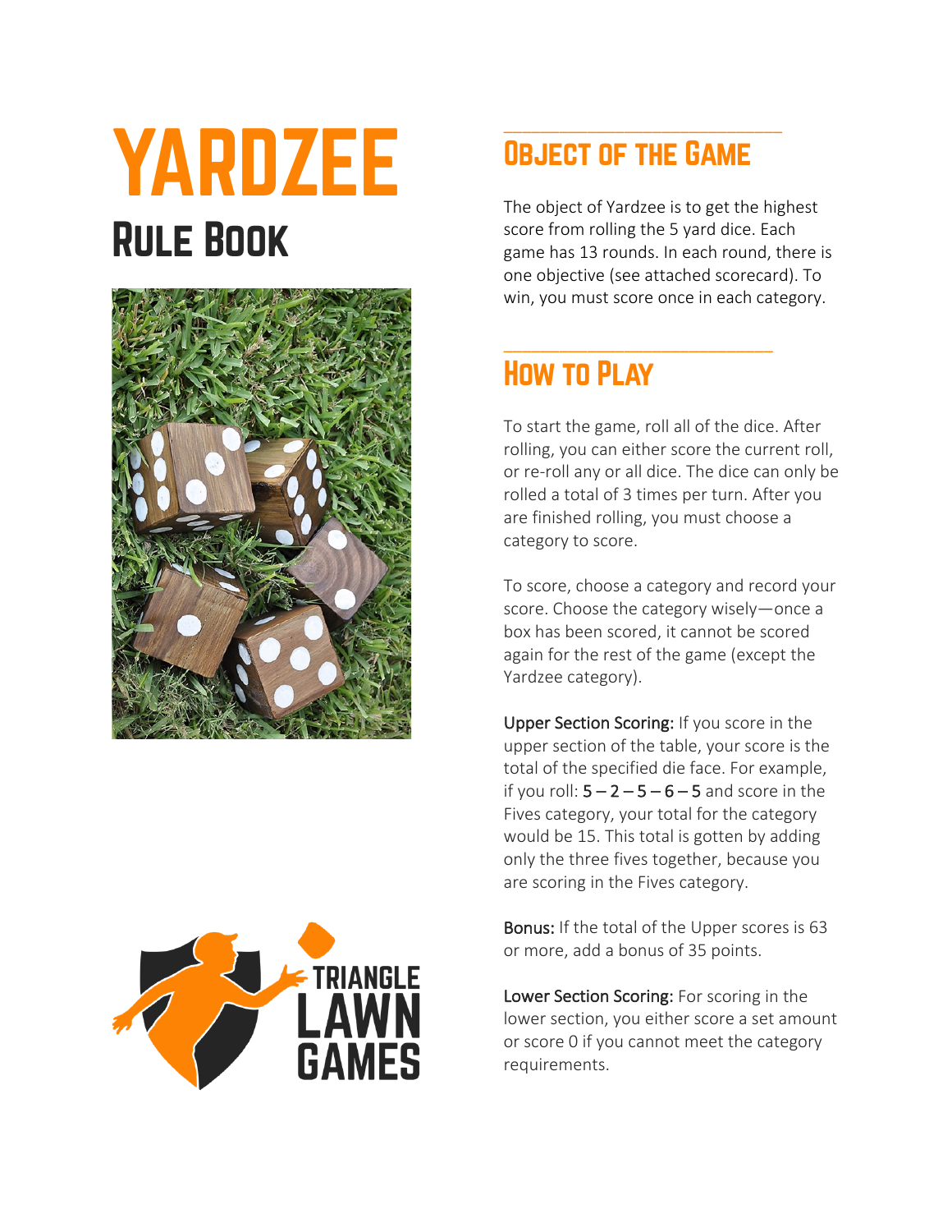# YARDZEE

## Rule Book

## Object of the Game

The object of Yardzee is to get the highest score from rolling the 5 yard dice. Each game has 13 rounds. In each round, there is one objective (see attached scorecard). To win, you must score once in each category.

## How to Play

To start the game, roll all of the dice. After rolling, you can either score the current roll, or re-roll any or all dice. The dice can only be rolled a total of 3 times per turn. After you are finished rolling, you must choose a category to score.

To score, choose a category and record your score. Choose the category wisely—once a box has been scored, it cannot be scored again for the rest of the game (except the Yardzee category).

Upper Section Scoring: If you score in the upper section of the table, your score is the total of the specified die face. For example, if you roll: 5 – 2 – 5 – 6 – 5 and score in the Fives category, your total for the category would be 15. This total is gotten by adding only the three fives together, because you are scoring in the Fives category.

Bonus: If the total of the Upper scores is 63 or more, add a bonus of 35 points.

Lower Section Scoring: For scoring in the lower section, you either score a set amount or score 0 if you cannot meet the category requirements.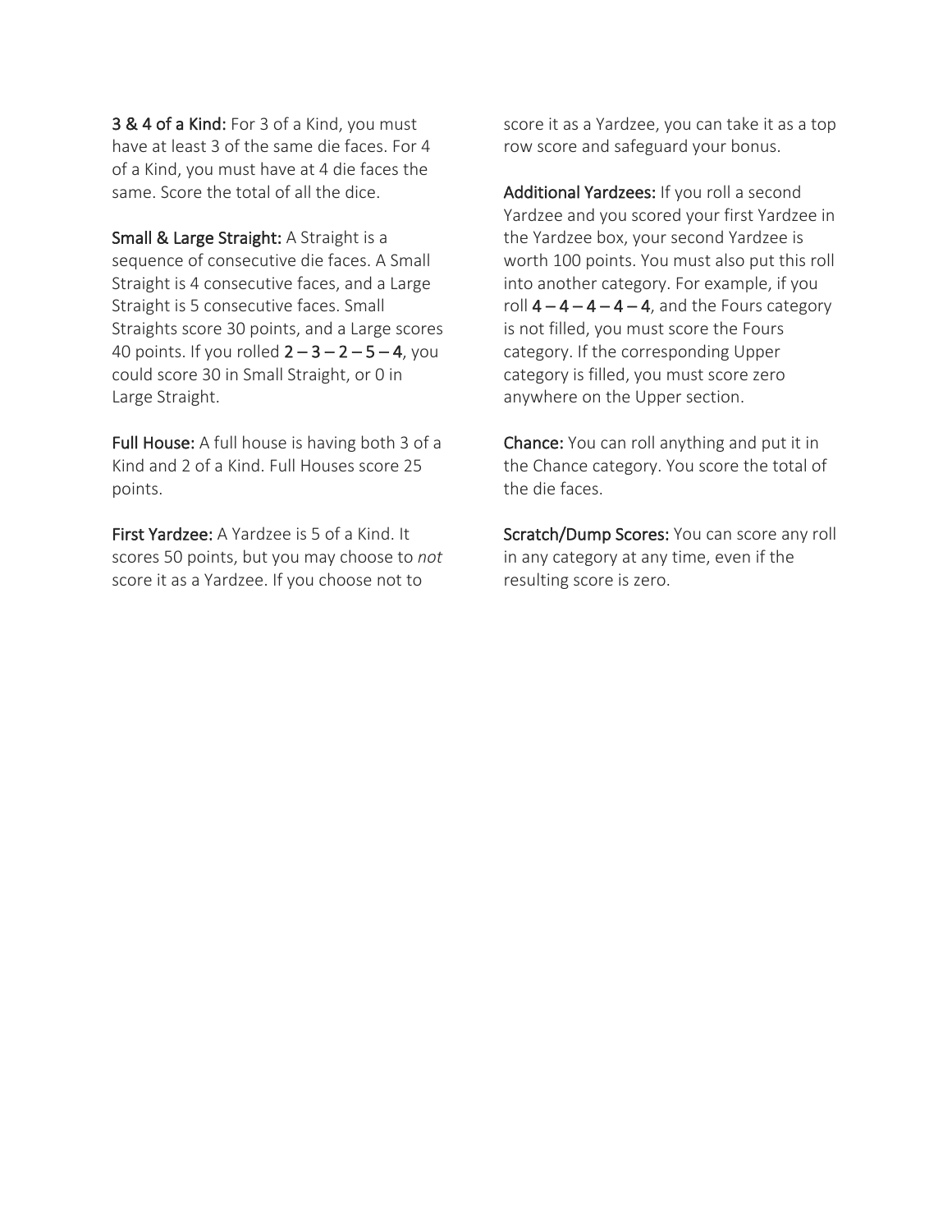**3 & 4 of a Kind:** For 3 of a Kind, you must have at least 3 of the same die faces. For 4 of a Kind, you must have at 4 die faces the same. Score the total of all the dice.

**Small & Large Straight:** A Straight is a sequence of consecutive die faces. A Small Straight is 4 consecutive faces, and a Large Straight is 5 consecutive faces. Small Straights score 30 points, and a Large scores 40 points. If you rolled **2 – 3 – 2 – 5 – 4**, you could score 30 in Small Straight, or 0 in Large Straight.

**Full House:** A full house is having both 3 of a Kind and 2 of a Kind. Full Houses score 25 points.

**First Yardzee:** A Yardzee is 5 of a Kind. It scores 50 points, but you may choose to *not* score it as a Yardzee. If you choose not to score it as a Yardzee, you can take it as a top row score and safeguard your bonus.

**Additional Yardzees:** If you roll a second Yardzee and you scored your first Yardzee in the Yardzee box, your second Yardzee is worth 100 points. You must also put this roll into another category. For example, if you roll **4 – 4 – 4 – 4 – 4**, and the Fours category is not filled, you must score the Fours category. If the corresponding Upper category is filled, you must score zero anywhere on the Upper section.

**Chance:** You can roll anything and put it in the Chance category. You score the total of the die faces.

**Scratch/Dump Scores:** You can score any roll in any category at any time, even if the resulting score is zero.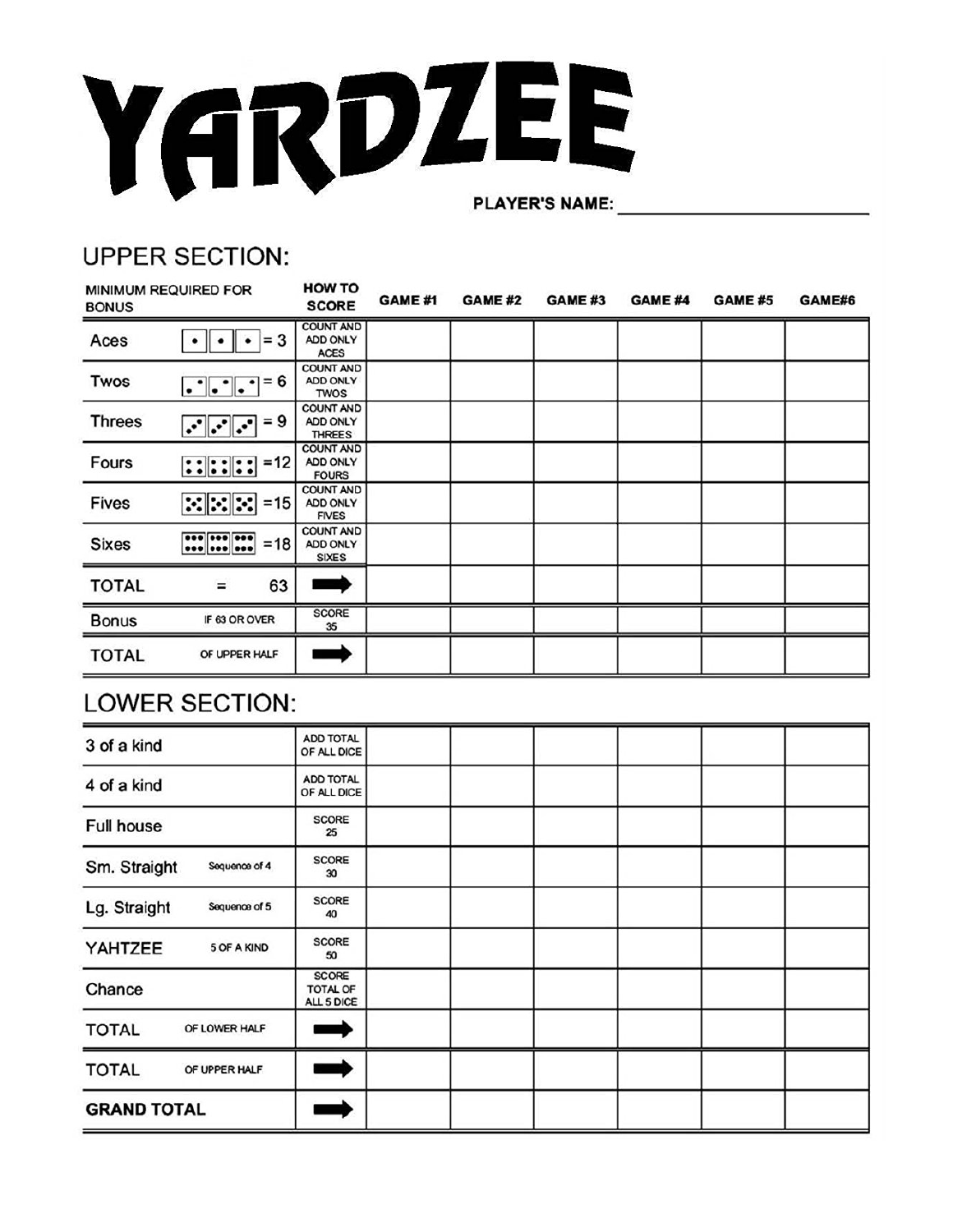# YARDZEE

**PLAYER'S NAME:** ____________________

## UPPER SECTION:

| MINIMUM REQUIRED FOR BONUS | | HOW TO SCORE | GAME #1 | GAME #2 | GAME #3 | GAME #4 | GAME #5 | GAME#6 |
|---|---|---|---|---|---|---|---|---|
| Aces | = 3 | COUNT AND ADD ONLY ACES | | | | | | |
| Twos | = 6 | COUNT AND ADD ONLY TWOS | | | | | | |
| Threes | = 9 | COUNT AND ADD ONLY THREES | | | | | | |
| Fours | =12 | COUNT AND ADD ONLY FOURS | | | | | | |
| Fives | =15 | COUNT AND ADD ONLY FIVES | | | | | | |
| Sixes | =18 | COUNT AND ADD ONLY SIXES | | | | | | |
| TOTAL | = 63 | ➡ | | | | | | |
| Bonus | IF 63 OR OVER | SCORE 35 | | | | | | |
| TOTAL | OF UPPER HALF | ➡ | | | | | | |

## LOWER SECTION:

| | | | | | | | | |
|---|---|---|---|---|---|---|---|---|
| 3 of a kind | | ADD TOTAL OF ALL DICE | | | | | | |
| 4 of a kind | | ADD TOTAL OF ALL DICE | | | | | | |
| Full house | | SCORE 25 | | | | | | |
| Sm. Straight | Sequence of 4 | SCORE 30 | | | | | | |
| Lg. Straight | Sequence of 5 | SCORE 40 | | | | | | |
| YAHTZEE | 5 OF A KIND | SCORE 50 | | | | | | |
| Chance | | SCORE TOTAL OF ALL 5 DICE | | | | | | |
| TOTAL | OF LOWER HALF | ➡ | | | | | | |
| TOTAL | OF UPPER HALF | ➡ | | | | | | |
| **GRAND TOTAL** | | ➡ | | | | | | |